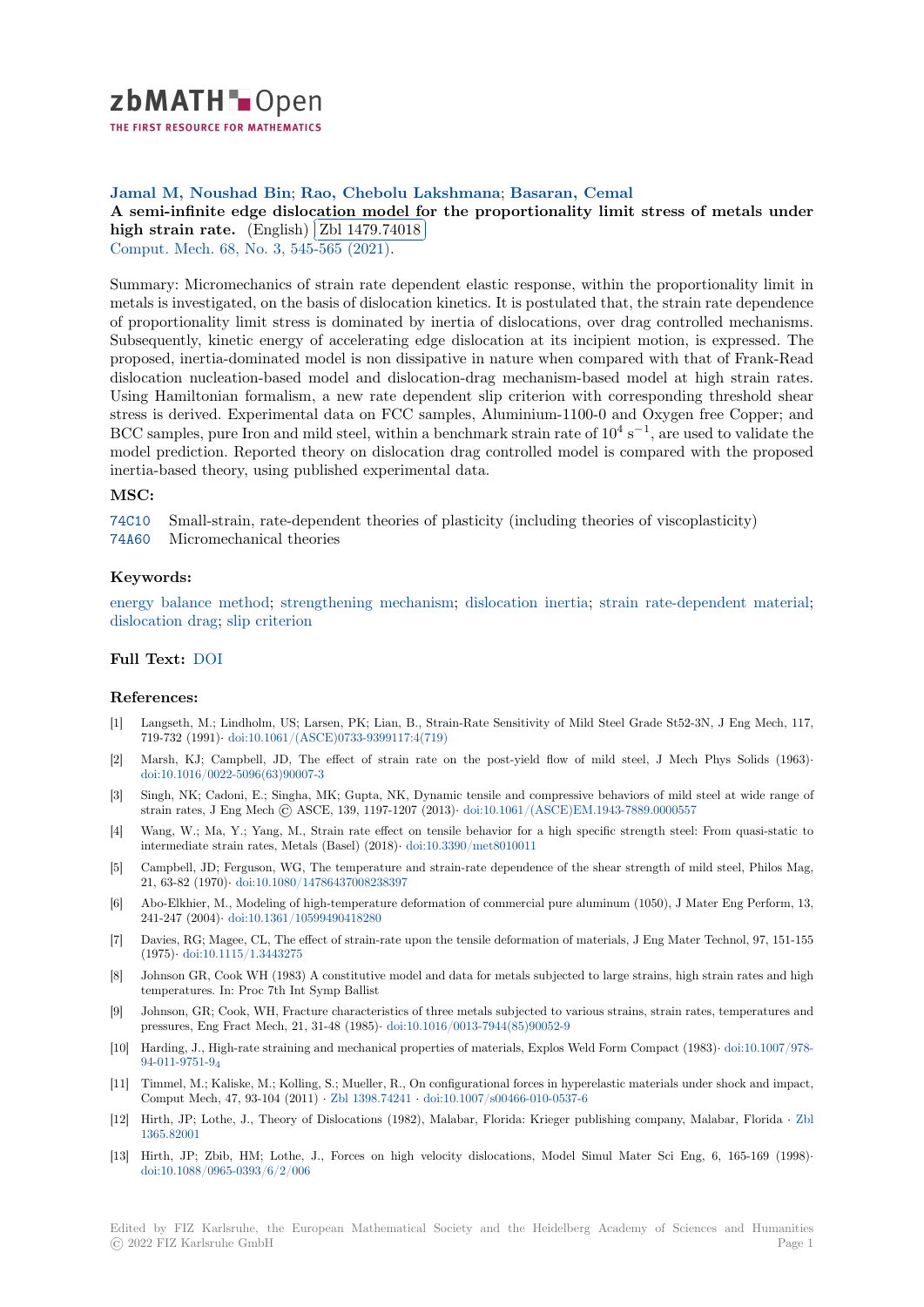# zbMATH Open

THE FIRST RESOURCE FOR MATHEMATICS

**Jamal M, Noushad Bin; Rao, Chebolu Lakshmana; Basaran, Cemal**

**A semi-infinite edge dislocation model for the proportionality limit stress of metals under high strain rate.** (English) Zbl 1479.74018

Comput. Mech. 68, No. 3, 545-565 (2021).

Summary: Micromechanics of strain rate dependent elastic response, within the proportionality limit in metals is investigated, on the basis of dislocation kinetics. It is postulated that, the strain rate dependence of proportionality limit stress is dominated by inertia of dislocations, over drag controlled mechanisms. Subsequently, kinetic energy of accelerating edge dislocation at its incipient motion, is expressed. The proposed, inertia-dominated model is non dissipative in nature when compared with that of Frank-Read dislocation nucleation-based model and dislocation-drag mechanism-based model at high strain rates. Using Hamiltonian formalism, a new rate dependent slip criterion with corresponding threshold shear stress is derived. Experimental data on FCC samples, Aluminium-1100-0 and Oxygen free Copper; and BCC samples, pure Iron and mild steel, within a benchmark strain rate of $10^4$ s$^{-1}$, are used to validate the model prediction. Reported theory on dislocation drag controlled model is compared with the proposed inertia-based theory, using published experimental data.

## MSC:

74C10 Small-strain, rate-dependent theories of plasticity (including theories of viscoplasticity)

74A60 Micromechanical theories

## Keywords:

energy balance method; strengthening mechanism; dislocation inertia; strain rate-dependent material; dislocation drag; slip criterion

## Full Text: DOI

## References:

[1] Langseth, M.; Lindholm, US; Larsen, PK; Lian, B., Strain-Rate Sensitivity of Mild Steel Grade St52-3N, J Eng Mech, 117, 719-732 (1991)· doi:10.1061/(ASCE)0733-9399117:4(719)

[2] Marsh, KJ; Campbell, JD, The effect of strain rate on the post-yield flow of mild steel, J Mech Phys Solids (1963)· doi:10.1016/0022-5096(63)90007-3

[3] Singh, NK; Cadoni, E.; Singha, MK; Gupta, NK, Dynamic tensile and compressive behaviors of mild steel at wide range of strain rates, J Eng Mech © ASCE, 139, 1197-1207 (2013)· doi:10.1061/(ASCE)EM.1943-7889.0000557

[4] Wang, W.; Ma, Y.; Yang, M., Strain rate effect on tensile behavior for a high specific strength steel: From quasi-static to intermediate strain rates, Metals (Basel) (2018)· doi:10.3390/met8010011

[5] Campbell, JD; Ferguson, WG, The temperature and strain-rate dependence of the shear strength of mild steel, Philos Mag, 21, 63-82 (1970)· doi:10.1080/14786437008238397

[6] Abo-Elkhier, M., Modeling of high-temperature deformation of commercial pure aluminum (1050), J Mater Eng Perform, 13, 241-247 (2004)· doi:10.1361/10599490418280

[7] Davies, RG; Magee, CL, The effect of strain-rate upon the tensile deformation of materials, J Eng Mater Technol, 97, 151-155 (1975)· doi:10.1115/1.3443275

[8] Johnson GR, Cook WH (1983) A constitutive model and data for metals subjected to large strains, high strain rates and high temperatures. In: Proc 7th Int Symp Ballist

[9] Johnson, GR; Cook, WH, Fracture characteristics of three metals subjected to various strains, strain rates, temperatures and pressures, Eng Fract Mech, 21, 31-48 (1985)· doi:10.1016/0013-7944(85)90052-9

[10] Harding, J., High-rate straining and mechanical properties of materials, Explos Weld Form Compact (1983)· doi:10.1007/978-94-011-9751-9_4

[11] Timmel, M.; Kaliske, M.; Kolling, S.; Mueller, R., On configurational forces in hyperelastic materials under shock and impact, Comput Mech, 47, 93-104 (2011) · Zbl 1398.74241 · doi:10.1007/s00466-010-0537-6

[12] Hirth, JP; Lothe, J., Theory of Dislocations (1982), Malabar, Florida: Krieger publishing company, Malabar, Florida · Zbl 1365.82001

[13] Hirth, JP; Zbib, HM; Lothe, J., Forces on high velocity dislocations, Model Simul Mater Sci Eng, 6, 165-169 (1998)· doi:10.1088/0965-0393/6/2/006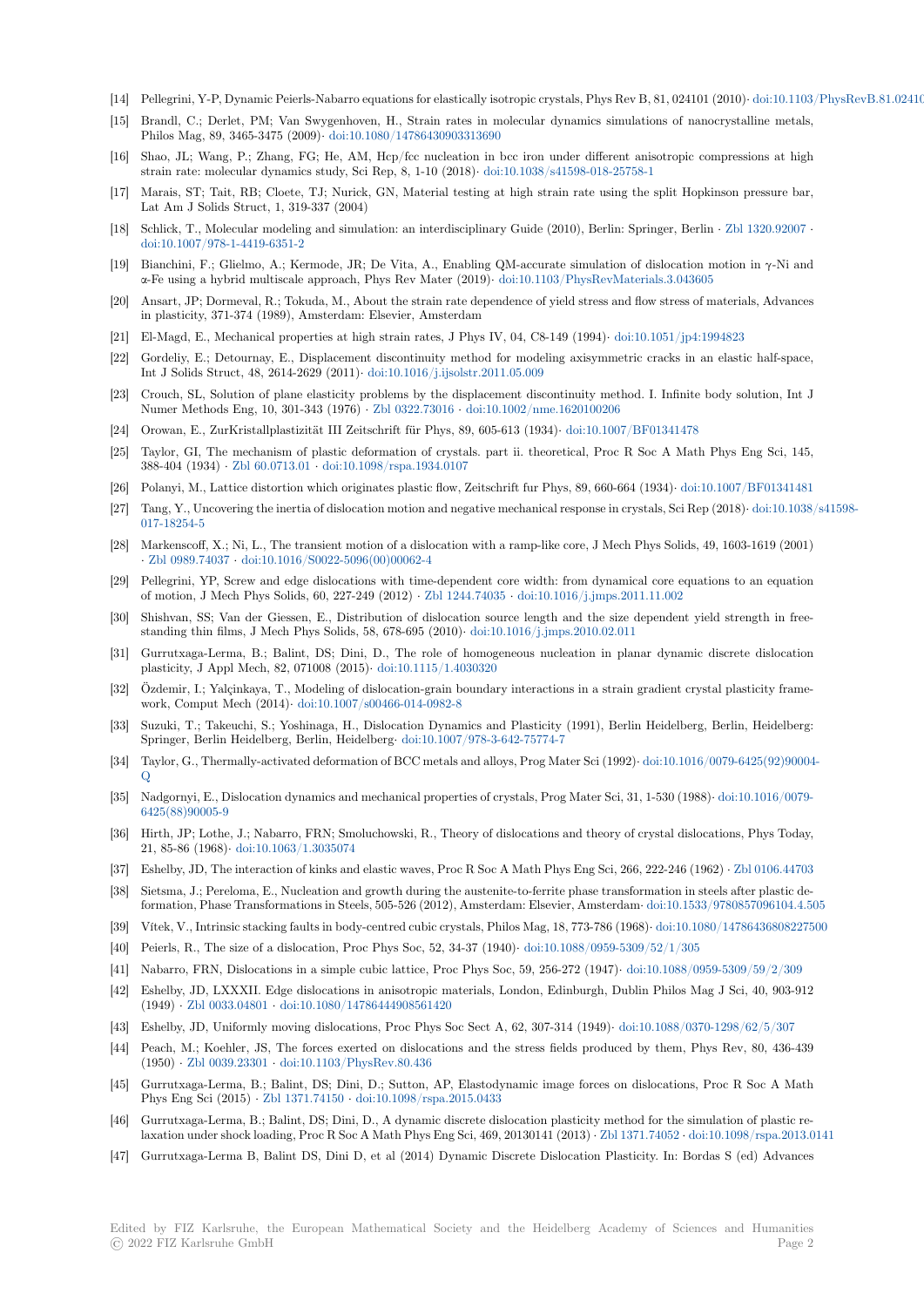[14] Pellegrini, Y-P, Dynamic Peierls-Nabarro equations for elastically isotropic crystals, Phys Rev B, 81, 024101 (2010)· doi:10.1103/PhysRevB.81.02410

[15] Brandl, C.; Derlet, PM; Van Swygenhoven, H., Strain rates in molecular dynamics simulations of nanocrystalline metals, Philos Mag, 89, 3465-3475 (2009)· doi:10.1080/14786430903313690

[16] Shao, JL; Wang, P.; Zhang, FG; He, AM, Hcp/fcc nucleation in bcc iron under different anisotropic compressions at high strain rate: molecular dynamics study, Sci Rep, 8, 1-10 (2018)· doi:10.1038/s41598-018-25758-1

[17] Marais, ST; Tait, RB; Cloete, TJ; Nurick, GN, Material testing at high strain rate using the split Hopkinson pressure bar, Lat Am J Solids Struct, 1, 319-337 (2004)

[18] Schlick, T., Molecular modeling and simulation: an interdisciplinary Guide (2010), Berlin: Springer, Berlin · Zbl 1320.92007 · doi:10.1007/978-1-4419-6351-2

[19] Bianchini, F.; Glielmo, A.; Kermode, JR; De Vita, A., Enabling QM-accurate simulation of dislocation motion in γ-Ni and α-Fe using a hybrid multiscale approach, Phys Rev Mater (2019)· doi:10.1103/PhysRevMaterials.3.043605

[20] Ansart, JP; Dormeval, R.; Tokuda, M., About the strain rate dependence of yield stress and flow stress of materials, Advances in plasticity, 371-374 (1989), Amsterdam: Elsevier, Amsterdam

[21] El-Magd, E., Mechanical properties at high strain rates, J Phys IV, 04, C8-149 (1994)· doi:10.1051/jp4:1994823

[22] Gordeliy, E.; Detournay, E., Displacement discontinuity method for modeling axisymmetric cracks in an elastic half-space, Int J Solids Struct, 48, 2614-2629 (2011)· doi:10.1016/j.ijsolstr.2011.05.009

[23] Crouch, SL, Solution of plane elasticity problems by the displacement discontinuity method. I. Infinite body solution, Int J Numer Methods Eng, 10, 301-343 (1976) · Zbl 0322.73016 · doi:10.1002/nme.1620100206

[24] Orowan, E., ZurKristallplastizität III Zeitschrift für Phys, 89, 605-613 (1934)· doi:10.1007/BF01341478

[25] Taylor, GI, The mechanism of plastic deformation of crystals. part ii. theoretical, Proc R Soc A Math Phys Eng Sci, 145, 388-404 (1934) · Zbl 60.0713.01 · doi:10.1098/rspa.1934.0107

[26] Polanyi, M., Lattice distortion which originates plastic flow, Zeitschrift fur Phys, 89, 660-664 (1934)· doi:10.1007/BF01341481

[27] Tang, Y., Uncovering the inertia of dislocation motion and negative mechanical response in crystals, Sci Rep (2018)· doi:10.1038/s41598-017-18254-5

[28] Markenscoff, X.; Ni, L., The transient motion of a dislocation with a ramp-like core, J Mech Phys Solids, 49, 1603-1619 (2001) · Zbl 0989.74037 · doi:10.1016/S0022-5096(00)00062-4

[29] Pellegrini, YP, Screw and edge dislocations with time-dependent core width: from dynamical core equations to an equation of motion, J Mech Phys Solids, 60, 227-249 (2012) · Zbl 1244.74035 · doi:10.1016/j.jmps.2011.11.002

[30] Shishvan, SS; Van der Giessen, E., Distribution of dislocation source length and the size dependent yield strength in free-standing thin films, J Mech Phys Solids, 58, 678-695 (2010)· doi:10.1016/j.jmps.2010.02.011

[31] Gurrutxaga-Lerma, B.; Balint, DS; Dini, D., The role of homogeneous nucleation in planar dynamic discrete dislocation plasticity, J Appl Mech, 82, 071008 (2015)· doi:10.1115/1.4030320

[32] Özdemir, I.; Yalçinkaya, T., Modeling of dislocation-grain boundary interactions in a strain gradient crystal plasticity framework, Comput Mech (2014)· doi:10.1007/s00466-014-0982-8

[33] Suzuki, T.; Takeuchi, S.; Yoshinaga, H., Dislocation Dynamics and Plasticity (1991), Berlin Heidelberg, Berlin, Heidelberg: Springer, Berlin Heidelberg, Berlin, Heidelberg· doi:10.1007/978-3-642-75774-7

[34] Taylor, G., Thermally-activated deformation of BCC metals and alloys, Prog Mater Sci (1992)· doi:10.1016/0079-6425(92)90004-Q

[35] Nadgornyi, E., Dislocation dynamics and mechanical properties of crystals, Prog Mater Sci, 31, 1-530 (1988)· doi:10.1016/0079-6425(88)90005-9

[36] Hirth, JP; Lothe, J.; Nabarro, FRN; Smoluchowski, R., Theory of dislocations and theory of crystal dislocations, Phys Today, 21, 85-86 (1968)· doi:10.1063/1.3035074

[37] Eshelby, JD, The interaction of kinks and elastic waves, Proc R Soc A Math Phys Eng Sci, 266, 222-246 (1962) · Zbl 0106.44703

[38] Sietsma, J.; Pereloma, E., Nucleation and growth during the austenite-to-ferrite phase transformation in steels after plastic deformation, Phase Transformations in Steels, 505-526 (2012), Amsterdam: Elsevier, Amsterdam· doi:10.1533/9780857096104.4.505

[39] Vítek, V., Intrinsic stacking faults in body-centred cubic crystals, Philos Mag, 18, 773-786 (1968)· doi:10.1080/14786436808227500

[40] Peierls, R., The size of a dislocation, Proc Phys Soc, 52, 34-37 (1940)· doi:10.1088/0959-5309/52/1/305

[41] Nabarro, FRN, Dislocations in a simple cubic lattice, Proc Phys Soc, 59, 256-272 (1947)· doi:10.1088/0959-5309/59/2/309

[42] Eshelby, JD, LXXXII. Edge dislocations in anisotropic materials, London, Edinburgh, Dublin Philos Mag J Sci, 40, 903-912 (1949) · Zbl 0033.04801 · doi:10.1080/14786444908561420

[43] Eshelby, JD, Uniformly moving dislocations, Proc Phys Soc Sect A, 62, 307-314 (1949)· doi:10.1088/0370-1298/62/5/307

[44] Peach, M.; Koehler, JS, The forces exerted on dislocations and the stress fields produced by them, Phys Rev, 80, 436-439 (1950) · Zbl 0039.23301 · doi:10.1103/PhysRev.80.436

[45] Gurrutxaga-Lerma, B.; Balint, DS; Dini, D.; Sutton, AP, Elastodynamic image forces on dislocations, Proc R Soc A Math Phys Eng Sci (2015) · Zbl 1371.74150 · doi:10.1098/rspa.2015.0433

[46] Gurrutxaga-Lerma, B.; Balint, DS; Dini, D., A dynamic discrete dislocation plasticity method for the simulation of plastic relaxation under shock loading, Proc R Soc A Math Phys Eng Sci, 469, 20130141 (2013) · Zbl 1371.74052 · doi:10.1098/rspa.2013.0141

[47] Gurrutxaga-Lerma B, Balint DS, Dini D, et al (2014) Dynamic Discrete Dislocation Plasticity. In: Bordas S (ed) Advances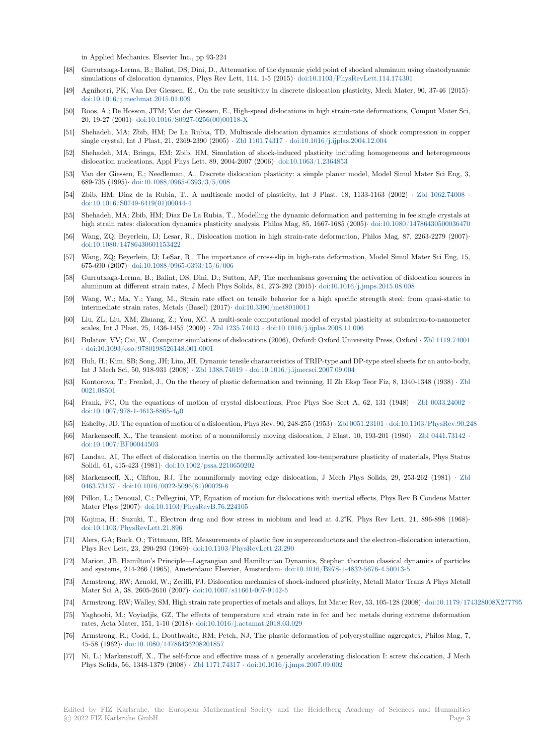in Applied Mechanics. Elsevier Inc., pp 93-224

[48] Gurrutxaga-Lerma, B.; Balint, DS; Dini, D., Attenuation of the dynamic yield point of shocked aluminum using elastodynamic simulations of dislocation dynamics, Phys Rev Lett, 114, 1-5 (2015)· doi:10.1103/PhysRevLett.114.174301

[49] Agnihotri, PK; Van Der Giessen, E., On the rate sensitivity in discrete dislocation plasticity, Mech Mater, 90, 37-46 (2015)· doi:10.1016/j.mechmat.2015.01.009

[50] Roos, A.; De Hosson, JTM; Van der Giessen, E., High-speed dislocations in high strain-rate deformations, Comput Mater Sci, 20, 19-27 (2001)· doi:10.1016/S0927-0256(00)00118-X

[51] Shehadeh, MA; Zbib, HM; De La Rubia, TD, Multiscale dislocation dynamics simulations of shock compression in copper single crystal, Int J Plast, 21, 2369-2390 (2005) · Zbl 1101.74317 · doi:10.1016/j.ijplas.2004.12.004

[52] Shehadeh, MA; Bringa, EM; Zbib, HM, Simulation of shock-induced plasticity including homogeneous and heterogeneous dislocation nucleations, Appl Phys Lett, 89, 2004-2007 (2006)· doi:10.1063/1.2364853

[53] Van der Giessen, E.; Needleman, A., Discrete dislocation plasticity: a simple planar model, Model Simul Mater Sci Eng, 3, 689-735 (1995)· doi:10.1088/0965-0393/3/5/008

[54] Zbib, HM; Diaz de la Rubia, T., A multiscale model of plasticity, Int J Plast, 18, 1133-1163 (2002) · Zbl 1062.74008 · doi:10.1016/S0749-6419(01)00044-4

[55] Shehadeh, MA; Zbib, HM; Diaz De La Rubia, T., Modelling the dynamic deformation and patterning in fcc single crystals at high strain rates: dislocation dynamics plasticity analysis, Philos Mag, 85, 1667-1685 (2005)· doi:10.1080/14786430500036470

[56] Wang, ZQ; Beyerlein, IJ; Lesar, R., Dislocation motion in high strain-rate deformation, Philos Mag, 87, 2263-2279 (2007)· doi:10.1080/14786430601153422

[57] Wang, ZQ; Beyerlein, IJ; LeSar, R., The importance of cross-slip in high-rate deformation, Model Simul Mater Sci Eng, 15, 675-690 (2007)· doi:10.1088/0965-0393/15/6/006

[58] Gurrutxaga-Lerma, B.; Balint, DS; Dini, D.; Sutton, AP, The mechanisms governing the activation of dislocation sources in aluminum at different strain rates, J Mech Phys Solids, 84, 273-292 (2015)· doi:10.1016/j.jmps.2015.08.008

[59] Wang, W.; Ma, Y.; Yang, M., Strain rate effect on tensile behavior for a high specific strength steel: from quasi-static to intermediate strain rates, Metals (Basel) (2017)· doi:10.3390/met8010011

[60] Liu, ZL; Liu, XM; Zhuang, Z.; You, XC, A multi-scale computational model of crystal plasticity at submicron-to-nanometer scales, Int J Plast, 25, 1436-1455 (2009) · Zbl 1235.74013 · doi:10.1016/j.ijplas.2008.11.006

[61] Bulatov, VV; Cai, W., Computer simulations of dislocations (2006), Oxford: Oxford University Press, Oxford · Zbl 1119.74001 · doi:10.1093/oso/9780198526148.001.0001

[62] Huh, H.; Kim, SB; Song, JH; Lim, JH, Dynamic tensile characteristics of TRIP-type and DP-type steel sheets for an auto-body, Int J Mech Sci, 50, 918-931 (2008) · Zbl 1388.74019 · doi:10.1016/j.ijmecsci.2007.09.004

[63] Kontorova, T.; Frenkel, J., On the theory of plastic deformation and twinning, II Zh Eksp Teor Fiz, 8, 1340-1348 (1938) · Zbl 0021.08501

[64] Frank, FC, On the equations of motion of crystal dislocations, Proc Phys Soc Sect A, 62, 131 (1948) · Zbl 0033.24002 · doi:10.1007/978-1-4613-8865-4$_6$0

[65] Eshelby, JD, The equation of motion of a dislocation, Phys Rev, 90, 248-255 (1953) · Zbl 0051.23101 · doi:10.1103/PhysRev.90.248

[66] Markenscoff, X., The transient motion of a nonuniformly moving dislocation, J Elast, 10, 193-201 (1980) · Zbl 0441.73142 · doi:10.1007/BF00044503

[67] Landau, AI, The effect of dislocation inertia on the thermally activated low-temperature plasticity of materials, Phys Status Solidi, 61, 415-423 (1981)· doi:10.1002/pssa.2210650202

[68] Markenscoff, X.; Clifton, RJ, The nonuniformly moving edge dislocation, J Mech Phys Solids, 29, 253-262 (1981) · Zbl 0463.73137 · doi:10.1016/0022-5096(81)90029-6

[69] Pillon, L.; Denoual, C.; Pellegrini, YP, Equation of motion for dislocations with inertial effects, Phys Rev B Condens Matter Mater Phys (2007)· doi:10.1103/PhysRevB.76.224105

[70] Kojima, H.; Suzuki, T., Electron drag and flow stress in niobium and lead at 4.2°K, Phys Rev Lett, 21, 896-898 (1968)· doi:10.1103/PhysRevLett.21.896

[71] Alers, GA; Buck, O.; Tittmann, BR, Measurements of plastic flow in superconductors and the electron-dislocation interaction, Phys Rev Lett, 23, 290-293 (1969)· doi:10.1103/PhysRevLett.23.290

[72] Marion, JB, Hamilton's Principle—Lagrangian and Hamiltonian Dynamics, Stephen thornton classical dynamics of particles and systems, 214-266 (1965), Amsterdam: Elsevier, Amsterdam· doi:10.1016/B978-1-4832-5676-4.50013-5

[73] Armstrong, RW; Arnold, W.; Zerilli, FJ, Dislocation mechanics of shock-induced plasticity, Metall Mater Trans A Phys Metall Mater Sci A, 38, 2605-2610 (2007)· doi:10.1007/s11661-007-9142-5

[74] Armstrong, RW; Walley, SM, High strain rate properties of metals and alloys, Int Mater Rev, 53, 105-128 (2008)· doi:10.1179/174328008X277795

[75] Yaghoobi, M.; Voyiadjis, GZ, The effects of temperature and strain rate in fcc and bcc metals during extreme deformation rates, Acta Mater, 151, 1-10 (2018)· doi:10.1016/j.actamat.2018.03.029

[76] Armstrong, R.; Codd, I.; Douthwaite, RM; Petch, NJ, The plastic deformation of polycrystalline aggregates, Philos Mag, 7, 45-58 (1962)· doi:10.1080/14786436208201857

[77] Ni, L.; Markenscoff, X., The self-force and effective mass of a generally accelerating dislocation I: screw dislocation, J Mech Phys Solids, 56, 1348-1379 (2008) · Zbl 1171.74317 · doi:10.1016/j.jmps.2007.09.002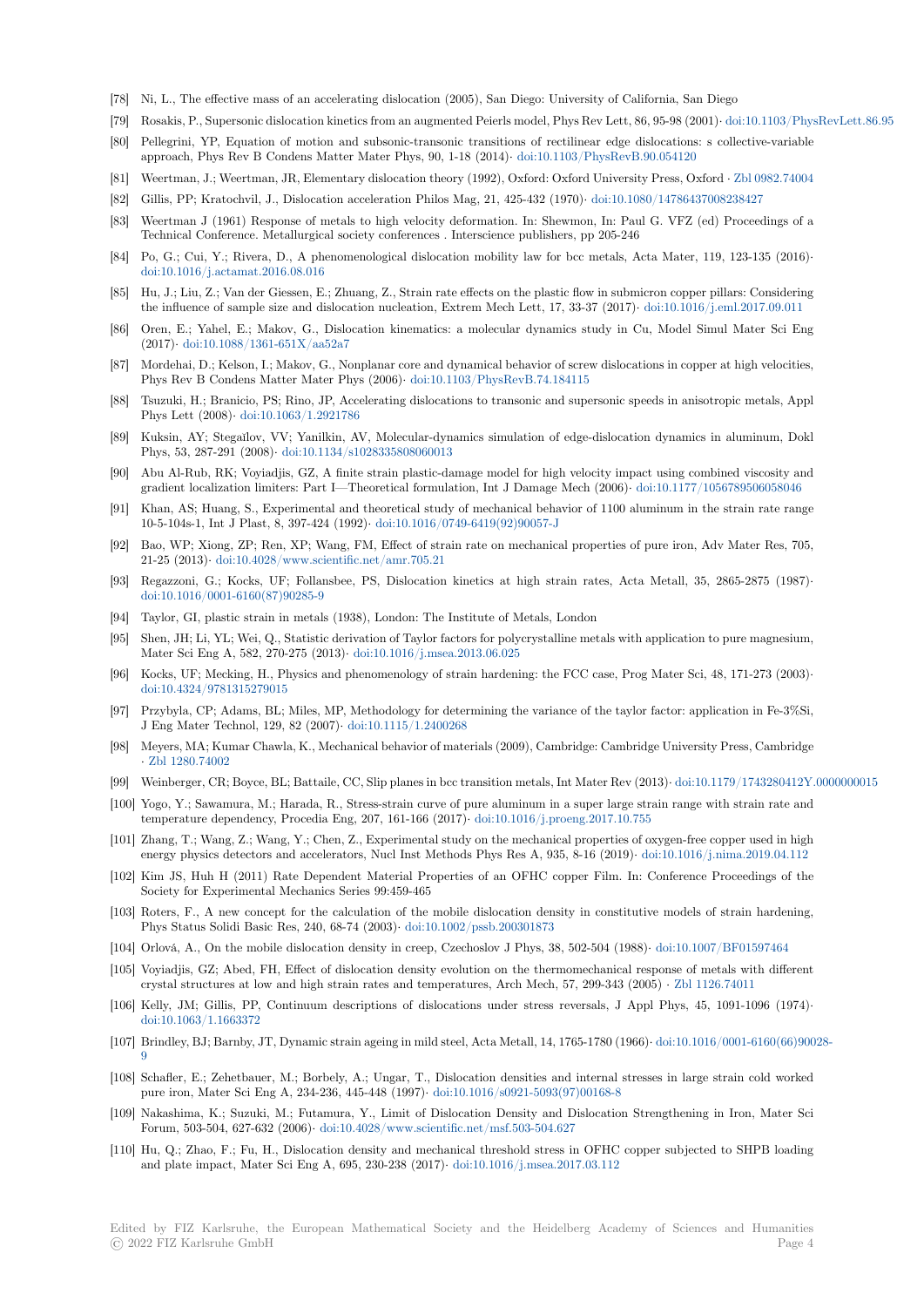[78] Ni, L., The effective mass of an accelerating dislocation (2005), San Diego: University of California, San Diego

[79] Rosakis, P., Supersonic dislocation kinetics from an augmented Peierls model, Phys Rev Lett, 86, 95-98 (2001)· doi:10.1103/PhysRevLett.86.95

[80] Pellegrini, YP, Equation of motion and subsonic-transonic transitions of rectilinear edge dislocations: s collective-variable approach, Phys Rev B Condens Matter Mater Phys, 90, 1-18 (2014)· doi:10.1103/PhysRevB.90.054120

[81] Weertman, J.; Weertman, JR, Elementary dislocation theory (1992), Oxford: Oxford University Press, Oxford · Zbl 0982.74004

[82] Gillis, PP; Kratochvil, J., Dislocation acceleration Philos Mag, 21, 425-432 (1970)· doi:10.1080/14786437008238427

[83] Weertman J (1961) Response of metals to high velocity deformation. In: Shewmon, In: Paul G. VFZ (ed) Proceedings of a Technical Conference. Metallurgical society conferences . Interscience publishers, pp 205-246

[84] Po, G.; Cui, Y.; Rivera, D., A phenomenological dislocation mobility law for bcc metals, Acta Mater, 119, 123-135 (2016)· doi:10.1016/j.actamat.2016.08.016

[85] Hu, J.; Liu, Z.; Van der Giessen, E.; Zhuang, Z., Strain rate effects on the plastic flow in submicron copper pillars: Considering the influence of sample size and dislocation nucleation, Extrem Mech Lett, 17, 33-37 (2017)· doi:10.1016/j.eml.2017.09.011

[86] Oren, E.; Yahel, E.; Makov, G., Dislocation kinematics: a molecular dynamics study in Cu, Model Simul Mater Sci Eng (2017)· doi:10.1088/1361-651X/aa52a7

[87] Mordehai, D.; Kelson, I.; Makov, G., Nonplanar core and dynamical behavior of screw dislocations in copper at high velocities, Phys Rev B Condens Matter Mater Phys (2006)· doi:10.1103/PhysRevB.74.184115

[88] Tsuzuki, H.; Branicio, PS; Rino, JP, Accelerating dislocations to transonic and supersonic speeds in anisotropic metals, Appl Phys Lett (2008)· doi:10.1063/1.2921786

[89] Kuksin, AY; Stegaĭlov, VV; Yanilkin, AV, Molecular-dynamics simulation of edge-dislocation dynamics in aluminum, Dokl Phys, 53, 287-291 (2008)· doi:10.1134/s1028335808060013

[90] Abu Al-Rub, RK; Voyiadjis, GZ, A finite strain plastic-damage model for high velocity impact using combined viscosity and gradient localization limiters: Part I—Theoretical formulation, Int J Damage Mech (2006)· doi:10.1177/1056789506058046

[91] Khan, AS; Huang, S., Experimental and theoretical study of mechanical behavior of 1100 aluminum in the strain rate range 10-5-104s-1, Int J Plast, 8, 397-424 (1992)· doi:10.1016/0749-6419(92)90057-J

[92] Bao, WP; Xiong, ZP; Ren, XP; Wang, FM, Effect of strain rate on mechanical properties of pure iron, Adv Mater Res, 705, 21-25 (2013)· doi:10.4028/www.scientific.net/amr.705.21

[93] Regazzoni, G.; Kocks, UF; Follansbee, PS, Dislocation kinetics at high strain rates, Acta Metall, 35, 2865-2875 (1987)· doi:10.1016/0001-6160(87)90285-9

[94] Taylor, GI, plastic strain in metals (1938), London: The Institute of Metals, London

[95] Shen, JH; Li, YL; Wei, Q., Statistic derivation of Taylor factors for polycrystalline metals with application to pure magnesium, Mater Sci Eng A, 582, 270-275 (2013)· doi:10.1016/j.msea.2013.06.025

[96] Kocks, UF; Mecking, H., Physics and phenomenology of strain hardening: the FCC case, Prog Mater Sci, 48, 171-273 (2003)· doi:10.4324/9781315279015

[97] Przybyla, CP; Adams, BL; Miles, MP, Methodology for determining the variance of the taylor factor: application in Fe-3%Si, J Eng Mater Technol, 129, 82 (2007)· doi:10.1115/1.2400268

[98] Meyers, MA; Kumar Chawla, K., Mechanical behavior of materials (2009), Cambridge: Cambridge University Press, Cambridge · Zbl 1280.74002

[99] Weinberger, CR; Boyce, BL; Battaile, CC, Slip planes in bcc transition metals, Int Mater Rev (2013)· doi:10.1179/1743280412Y.0000000015

[100] Yogo, Y.; Sawamura, M.; Harada, R., Stress-strain curve of pure aluminum in a super large strain range with strain rate and temperature dependency, Procedia Eng, 207, 161-166 (2017)· doi:10.1016/j.proeng.2017.10.755

[101] Zhang, T.; Wang, Z.; Wang, Y.; Chen, Z., Experimental study on the mechanical properties of oxygen-free copper used in high energy physics detectors and accelerators, Nucl Inst Methods Phys Res A, 935, 8-16 (2019)· doi:10.1016/j.nima.2019.04.112

[102] Kim JS, Huh H (2011) Rate Dependent Material Properties of an OFHC copper Film. In: Conference Proceedings of the Society for Experimental Mechanics Series 99:459-465

[103] Roters, F., A new concept for the calculation of the mobile dislocation density in constitutive models of strain hardening, Phys Status Solidi Basic Res, 240, 68-74 (2003)· doi:10.1002/pssb.200301873

[104] Orlová, A., On the mobile dislocation density in creep, Czechoslov J Phys, 38, 502-504 (1988)· doi:10.1007/BF01597464

[105] Voyiadjis, GZ; Abed, FH, Effect of dislocation density evolution on the thermomechanical response of metals with different crystal structures at low and high strain rates and temperatures, Arch Mech, 57, 299-343 (2005) · Zbl 1126.74011

[106] Kelly, JM; Gillis, PP, Continuum descriptions of dislocations under stress reversals, J Appl Phys, 45, 1091-1096 (1974)· doi:10.1063/1.1663372

[107] Brindley, BJ; Barnby, JT, Dynamic strain ageing in mild steel, Acta Metall, 14, 1765-1780 (1966)· doi:10.1016/0001-6160(66)90028-9

[108] Schafler, E.; Zehetbauer, M.; Borbely, A.; Ungar, T., Dislocation densities and internal stresses in large strain cold worked pure iron, Mater Sci Eng A, 234-236, 445-448 (1997)· doi:10.1016/s0921-5093(97)00168-8

[109] Nakashima, K.; Suzuki, M.; Futamura, Y., Limit of Dislocation Density and Dislocation Strengthening in Iron, Mater Sci Forum, 503-504, 627-632 (2006)· doi:10.4028/www.scientific.net/msf.503-504.627

[110] Hu, Q.; Zhao, F.; Fu, H., Dislocation density and mechanical threshold stress in OFHC copper subjected to SHPB loading and plate impact, Mater Sci Eng A, 695, 230-238 (2017)· doi:10.1016/j.msea.2017.03.112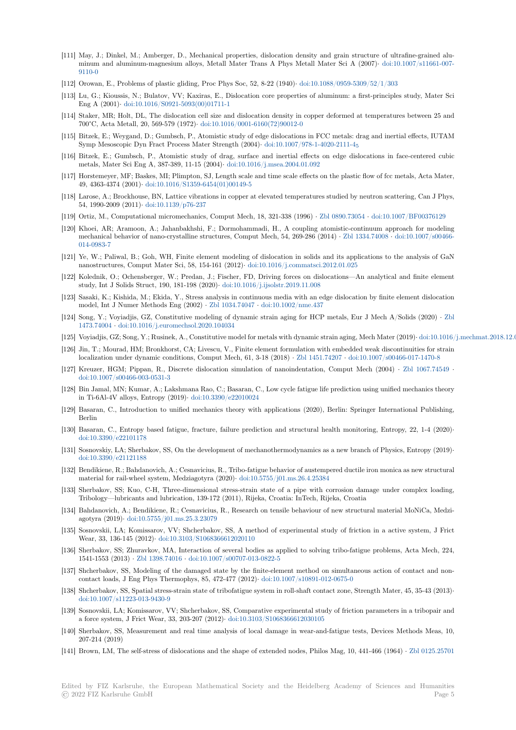[111] May, J.; Dinkel, M.; Amberger, D., Mechanical properties, dislocation density and grain structure of ultrafine-grained aluminum and aluminum-magnesium alloys, Metall Mater Trans A Phys Metall Mater Sci A (2007)· doi:10.1007/s11661-007-9110-0

[112] Orowan, E., Problems of plastic gliding, Proc Phys Soc, 52, 8-22 (1940)· doi:10.1088/0959-5309/52/1/303

[113] Lu, G.; Kioussis, N.; Bulatov, VV; Kaxiras, E., Dislocation core properties of aluminum: a first-principles study, Mater Sci Eng A (2001)· doi:10.1016/S0921-5093(00)01711-1

[114] Staker, MR; Holt, DL, The dislocation cell size and dislocation density in copper deformed at temperatures between 25 and 700°C, Acta Metall, 20, 569-579 (1972)· doi:10.1016/0001-6160(72)90012-0

[115] Bitzek, E.; Weygand, D.; Gumbsch, P., Atomistic study of edge dislocations in FCC metals: drag and inertial effects, IUTAM Symp Mesoscopic Dyn Fract Process Mater Strength (2004)· doi:10.1007/978-1-4020-2111-$4_5$

[116] Bitzek, E.; Gumbsch, P., Atomistic study of drag, surface and inertial effects on edge dislocations in face-centered cubic metals, Mater Sci Eng A, 387-389, 11-15 (2004)· doi:10.1016/j.msea.2004.01.092

[117] Horstemeyer, MF; Baskes, MI; Plimpton, SJ, Length scale and time scale effects on the plastic flow of fcc metals, Acta Mater, 49, 4363-4374 (2001)· doi:10.1016/S1359-6454(01)00149-5

[118] Larose, A.; Brockhouse, BN, Lattice vibrations in copper at elevated temperatures studied by neutron scattering, Can J Phys, 54, 1990-2009 (2011)· doi:10.1139/p76-237

[119] Ortiz, M., Computational micromechanics, Comput Mech, 18, 321-338 (1996) · Zbl 0890.73054 · doi:10.1007/BF00376129

[120] Khoei, AR; Aramoon, A.; Jahanbakhshi, F.; Dormohammadi, H., A coupling atomistic-continuum approach for modeling mechanical behavior of nano-crystalline structures, Comput Mech, 54, 269-286 (2014) · Zbl 1334.74008 · doi:10.1007/s00466-014-0983-7

[121] Ye, W.; Paliwal, B.; Goh, WH, Finite element modeling of dislocation in solids and its applications to the analysis of GaN nanostructures, Comput Mater Sci, 58, 154-161 (2012)· doi:10.1016/j.commatsci.2012.01.025

[122] Kolednik, O.; Ochensberger, W.; Predan, J.; Fischer, FD, Driving forces on dislocations—An analytical and finite element study, Int J Solids Struct, 190, 181-198 (2020)· doi:10.1016/j.ijsolstr.2019.11.008

[123] Sasaki, K.; Kishida, M.; Ekida, Y., Stress analysis in continuous media with an edge dislocation by finite element dislocation model, Int J Numer Methods Eng (2002) · Zbl 1034.74047 · doi:10.1002/nme.437

[124] Song, Y.; Voyiadjis, GZ, Constitutive modeling of dynamic strain aging for HCP metals, Eur J Mech A/Solids (2020) · Zbl 1473.74004 · doi:10.1016/j.euromechsol.2020.104034

[125] Voyiadjis, GZ; Song, Y.; Rusinek, A., Constitutive model for metals with dynamic strain aging, Mech Mater (2019)· doi:10.1016/j.mechmat.2018.12.0

[126] Jin, T.; Mourad, HM; Bronkhorst, CA; Livescu, V., Finite element formulation with embedded weak discontinuities for strain localization under dynamic conditions, Comput Mech, 61, 3-18 (2018) · Zbl 1451.74207 · doi:10.1007/s00466-017-1470-8

[127] Kreuzer, HGM; Pippan, R., Discrete dislocation simulation of nanoindentation, Comput Mech (2004) · Zbl 1067.74549 · doi:10.1007/s00466-003-0531-3

[128] Bin Jamal, MN; Kumar, A.; Lakshmana Rao, C.; Basaran, C., Low cycle fatigue life prediction using unified mechanics theory in Ti-6Al-4V alloys, Entropy (2019)· doi:10.3390/e22010024

[129] Basaran, C., Introduction to unified mechanics theory with applications (2020), Berlin: Springer International Publishing, Berlin

[130] Basaran, C., Entropy based fatigue, fracture, failure prediction and structural health monitoring, Entropy, 22, 1-4 (2020)· doi:10.3390/e22101178

[131] Sosnovskiy, LA; Sherbakov, SS, On the development of mechanothermodynamics as a new branch of Physics, Entropy (2019)· doi:10.3390/e21121188

[132] Bendikiene, R.; Bahdanovich, A.; Cesnavicius, R., Tribo-fatigue behavior of austempered ductile iron monica as new structural material for rail-wheel system, Medziagotyra (2020)· doi:10.5755/j01.ms.26.4.25384

[133] Sherbakov, SS; Kuo, C-H, Three-dimensional stress-strain state of a pipe with corrosion damage under complex loading, Tribology—lubricants and lubrication, 139-172 (2011), Rijeka, Croatia: InTech, Rijeka, Croatia

[134] Bahdanovich, A.; Bendikiene, R.; Cesnavicius, R., Research on tensile behaviour of new structural material MoNiCa, Medziagotyra (2019)· doi:10.5755/j01.ms.25.3.23079

[135] Sosnovskii, LA; Komissarov, VV; Shcherbakov, SS, A method of experimental study of friction in a active system, J Frict Wear, 33, 136-145 (2012)· doi:10.3103/S1068366612020110

[136] Sherbakov, SS; Zhuravkov, MA, Interaction of several bodies as applied to solving tribo-fatigue problems, Acta Mech, 224, 1541-1553 (2013) · Zbl 1398.74016 · doi:10.1007/s00707-013-0822-5

[137] Shcherbakov, SS, Modeling of the damaged state by the finite-element method on simultaneous action of contact and noncontact loads, J Eng Phys Thermophys, 85, 472-477 (2012)· doi:10.1007/s10891-012-0675-0

[138] Shcherbakov, SS, Spatial stress-strain state of tribofatigue system in roll-shaft contact zone, Strength Mater, 45, 35-43 (2013)· doi:10.1007/s11223-013-9430-9

[139] Sosnovskii, LA; Komissarov, VV; Shcherbakov, SS, Comparative experimental study of friction parameters in a tribopair and a force system, J Frict Wear, 33, 203-207 (2012)· doi:10.3103/S1068366612030105

[140] Sherbakov, SS, Measurement and real time analysis of local damage in wear-and-fatigue tests, Devices Methods Meas, 10, 207-214 (2019)

[141] Brown, LM, The self-stress of dislocations and the shape of extended nodes, Philos Mag, 10, 441-466 (1964) · Zbl 0125.25701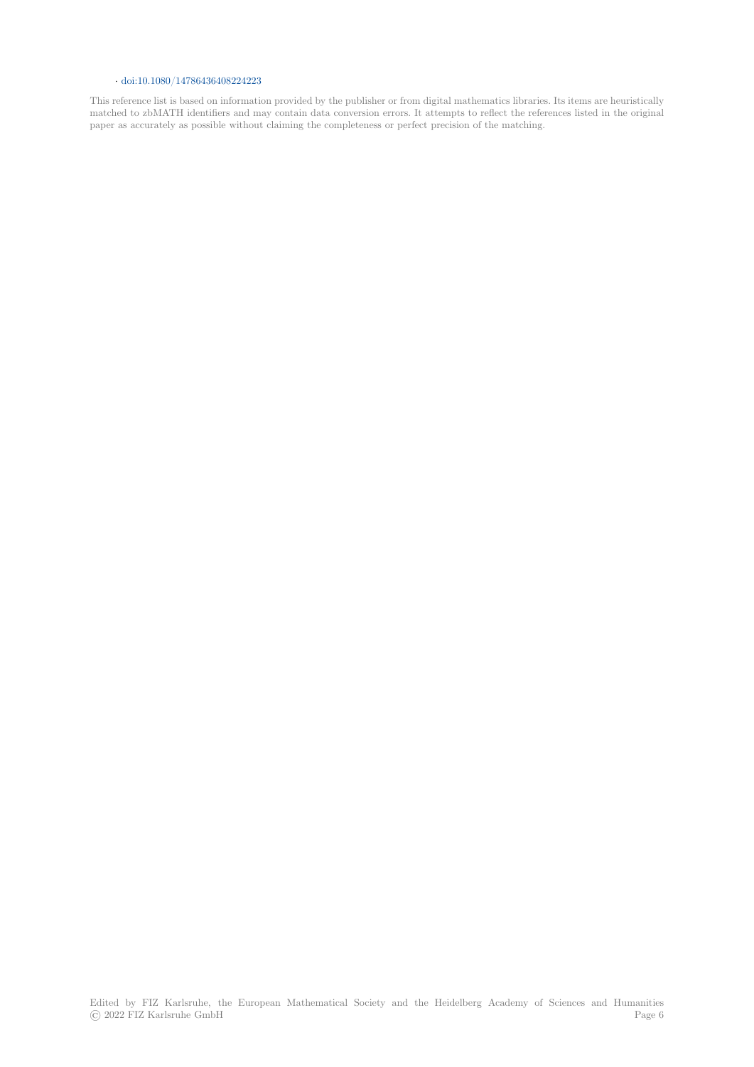· doi:10.1080/14786436408224223

This reference list is based on information provided by the publisher or from digital mathematics libraries. Its items are heuristically matched to zbMATH identifiers and may contain data conversion errors. It attempts to reflect the references listed in the original paper as accurately as possible without claiming the completeness or perfect precision of the matching.